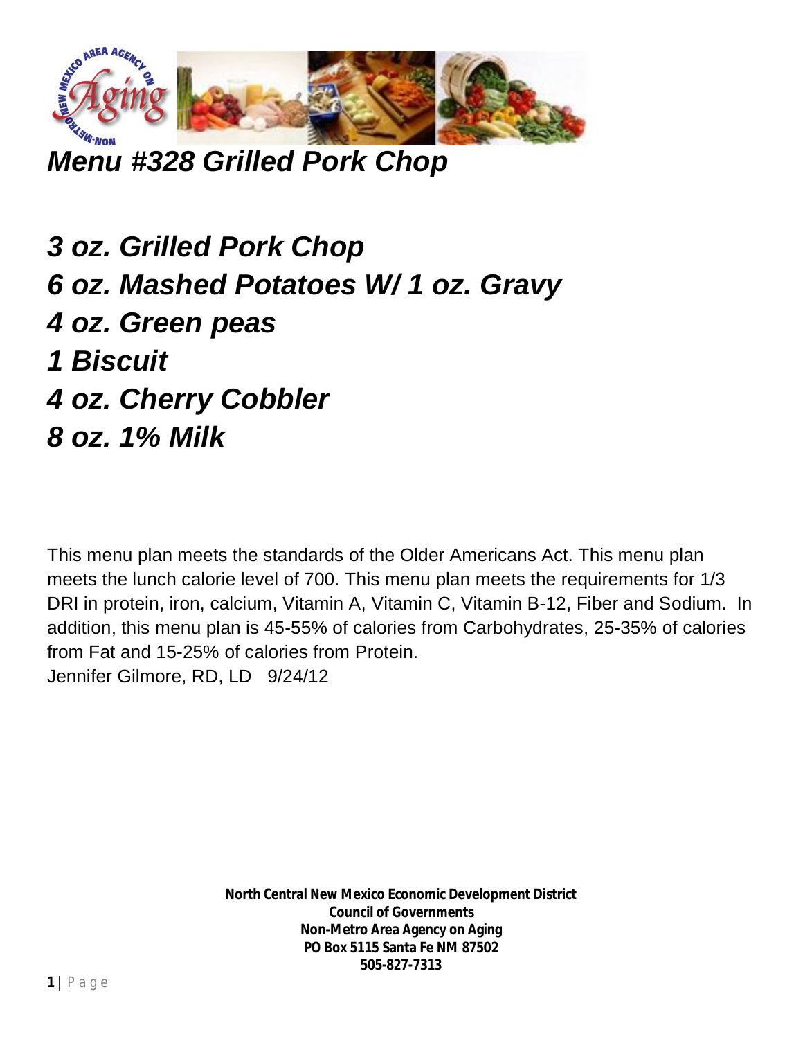# *Menu #328 Grilled Pork Chop*

- ***3 oz. Grilled Pork Chop***
- ***6 oz. Mashed Potatoes W/ 1 oz. Gravy***
- ***4 oz. Green peas***
- ***1 Biscuit***
- ***4 oz. Cherry Cobbler***
- ***8 oz. 1% Milk***

This menu plan meets the standards of the Older Americans Act. This menu plan meets the lunch calorie level of 700. This menu plan meets the requirements for 1/3 DRI in protein, iron, calcium, Vitamin A, Vitamin C, Vitamin B-12, Fiber and Sodium. In addition, this menu plan is 45-55% of calories from Carbohydrates, 25-35% of calories from Fat and 15-25% of calories from Protein.
Jennifer Gilmore, RD, LD 9/24/12

**North Central New Mexico Economic Development District**
**Council of Governments**
**Non-Metro Area Agency on Aging**
**PO Box 5115 Santa Fe NM 87502**
**505-827-7313**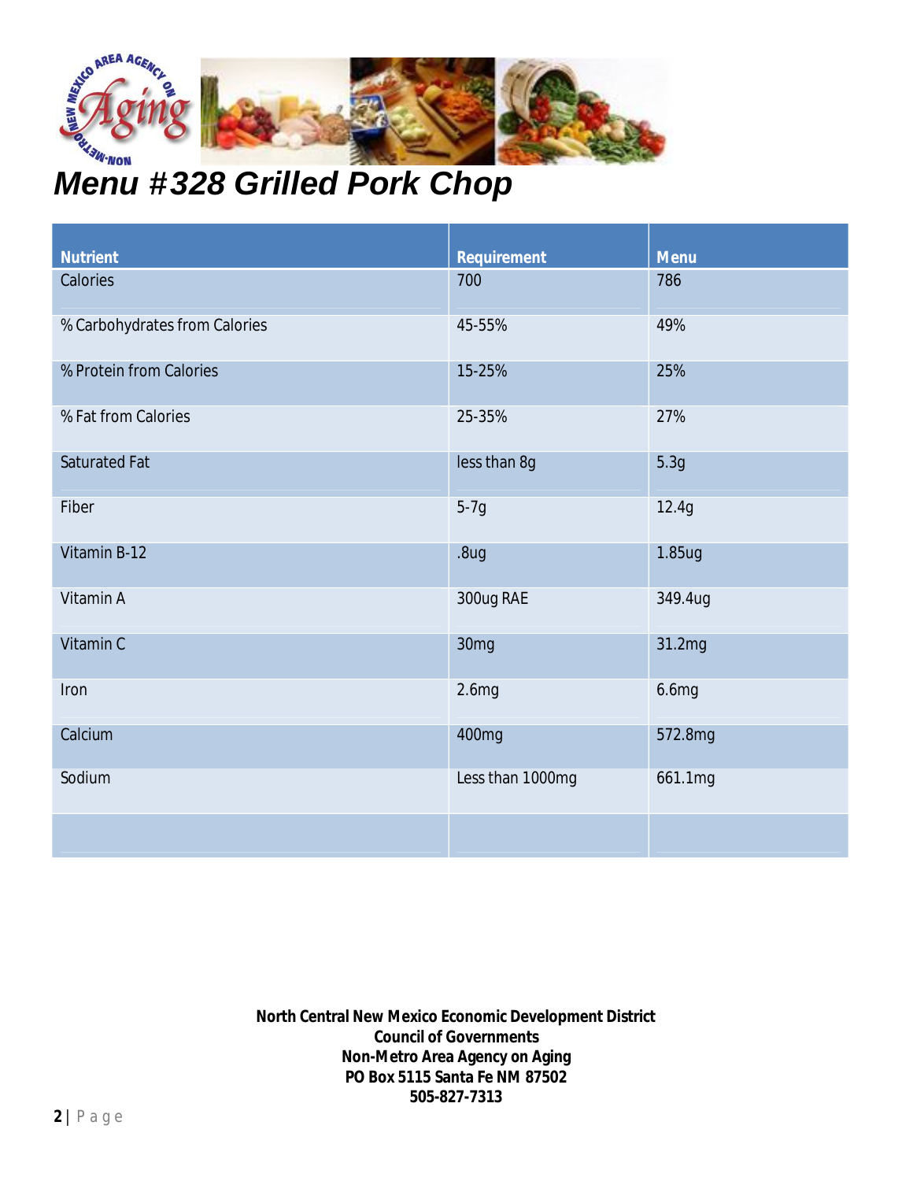# Menu #328 Grilled Pork Chop

| Nutrient | Requirement | Menu |
|---|---|---|
| Calories | 700 | 786 |
| % Carbohydrates from Calories | 45-55% | 49% |
| % Protein from Calories | 15-25% | 25% |
| % Fat from Calories | 25-35% | 27% |
| Saturated Fat | less than 8g | 5.3g |
| Fiber | 5-7g | 12.4g |
| Vitamin B-12 | .8ug | 1.85ug |
| Vitamin A | 300ug RAE | 349.4ug |
| Vitamin C | 30mg | 31.2mg |
| Iron | 2.6mg | 6.6mg |
| Calcium | 400mg | 572.8mg |
| Sodium | Less than 1000mg | 661.1mg |
| | | |

**North Central New Mexico Economic Development District**
**Council of Governments**
**Non-Metro Area Agency on Aging**
**PO Box 5115 Santa Fe NM 87502**
**505-827-7313**